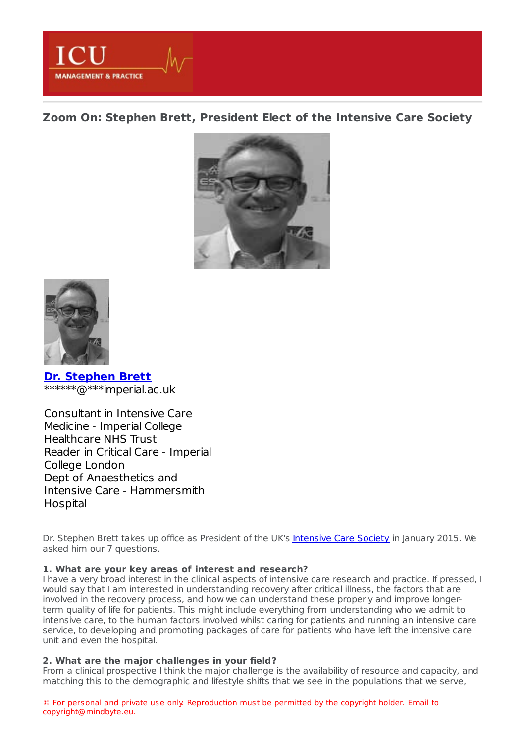# Zoom On: Stephen Brett, President Elect of the Intensive Care Society

**[Dr. Stephen Brett](#)**
******@***imperial.ac.uk

Consultant in Intensive Care Medicine - Imperial College Healthcare NHS Trust
Reader in Critical Care - Imperial College London
Dept of Anaesthetics and Intensive Care - Hammersmith Hospital

---

Dr. Stephen Brett takes up office as President of the UK's [Intensive Care Society](#) in January 2015. We asked him our 7 questions.

**1. What are your key areas of interest and research?**
I have a very broad interest in the clinical aspects of intensive care research and practice. If pressed, I would say that I am interested in understanding recovery after critical illness, the factors that are involved in the recovery process, and how we can understand these properly and improve longer-term quality of life for patients. This might include everything from understanding who we admit to intensive care, to the human factors involved whilst caring for patients and running an intensive care service, to developing and promoting packages of care for patients who have left the intensive care unit and even the hospital.

**2. What are the major challenges in your field?**
From a clinical prospective I think the major challenge is the availability of resource and capacity, and matching this to the demographic and lifestyle shifts that we see in the populations that we serve,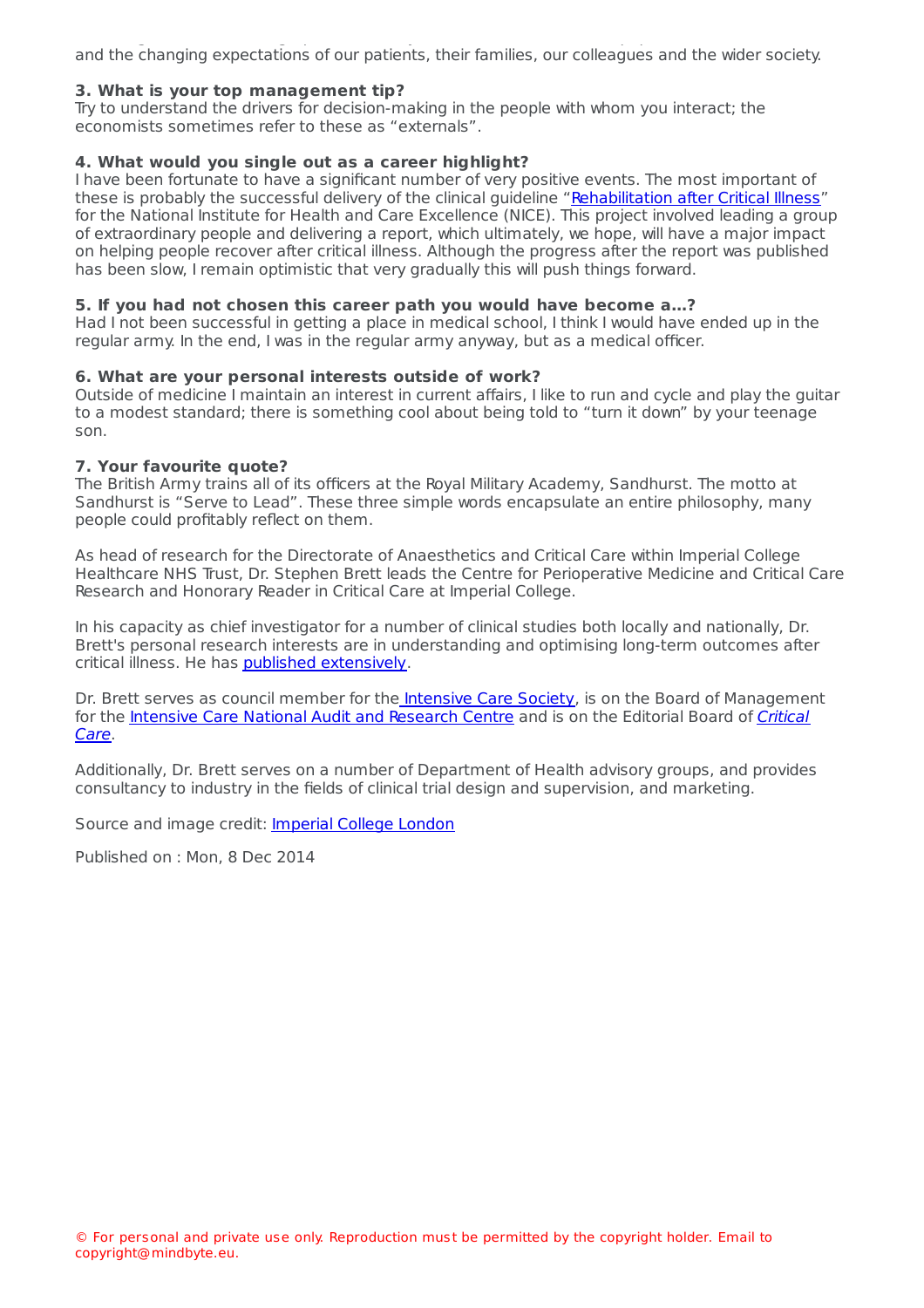and the changing expectations of our patients, their families, our colleagues and the wider society.

**3. What is your top management tip?**
Try to understand the drivers for decision-making in the people with whom you interact; the economists sometimes refer to these as "externals".

**4. What would you single out as a career highlight?**
I have been fortunate to have a significant number of very positive events. The most important of these is probably the successful delivery of the clinical guideline "Rehabilitation after Critical Illness" for the National Institute for Health and Care Excellence (NICE). This project involved leading a group of extraordinary people and delivering a report, which ultimately, we hope, will have a major impact on helping people recover after critical illness. Although the progress after the report was published has been slow, I remain optimistic that very gradually this will push things forward.

**5. If you had not chosen this career path you would have become a…?**
Had I not been successful in getting a place in medical school, I think I would have ended up in the regular army. In the end, I was in the regular army anyway, but as a medical officer.

**6. What are your personal interests outside of work?**
Outside of medicine I maintain an interest in current affairs, I like to run and cycle and play the guitar to a modest standard; there is something cool about being told to "turn it down" by your teenage son.

**7. Your favourite quote?**
The British Army trains all of its officers at the Royal Military Academy, Sandhurst. The motto at Sandhurst is "Serve to Lead". These three simple words encapsulate an entire philosophy, many people could profitably reflect on them.

As head of research for the Directorate of Anaesthetics and Critical Care within Imperial College Healthcare NHS Trust, Dr. Stephen Brett leads the Centre for Perioperative Medicine and Critical Care Research and Honorary Reader in Critical Care at Imperial College.

In his capacity as chief investigator for a number of clinical studies both locally and nationally, Dr. Brett's personal research interests are in understanding and optimising long-term outcomes after critical illness. He has published extensively.

Dr. Brett serves as council member for the Intensive Care Society, is on the Board of Management for the Intensive Care National Audit and Research Centre and is on the Editorial Board of *Critical Care*.

Additionally, Dr. Brett serves on a number of Department of Health advisory groups, and provides consultancy to industry in the fields of clinical trial design and supervision, and marketing.

Source and image credit: Imperial College London

Published on : Mon, 8 Dec 2014